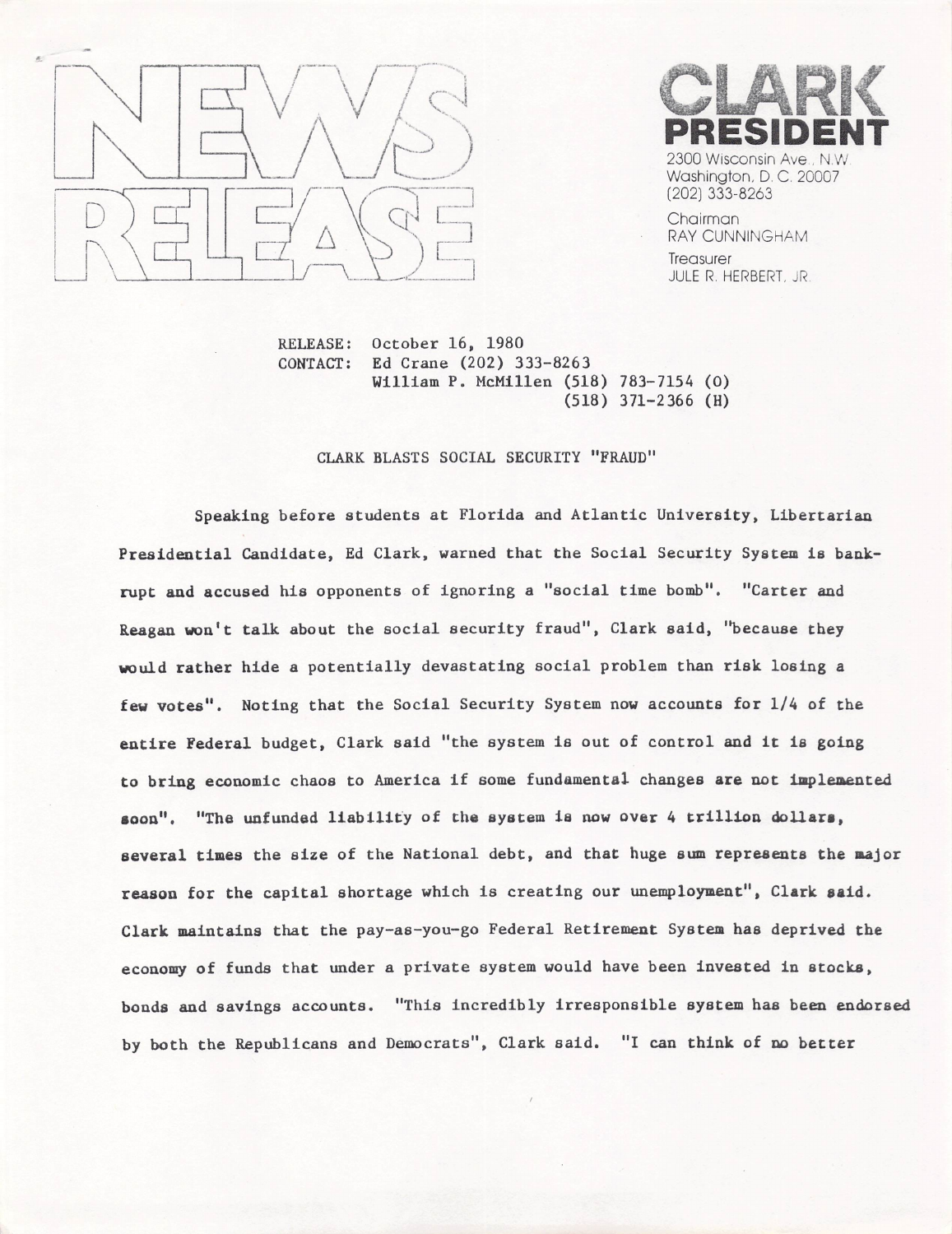# NEWS RELEASE

**CLARK PRESIDENT**
2300 Wisconsin Ave., N.W.
Washington, D. C. 20007
(202) 333-8263

Chairman
RAY CUNNINGHAM

Treasurer
JULE R. HERBERT, JR.

RELEASE: October 16, 1980
CONTACT: Ed Crane (202) 333-8263
William P. McMillen (518) 783-7154 (O)
(518) 371-2366 (H)

## CLARK BLASTS SOCIAL SECURITY "FRAUD"

Speaking before students at Florida and Atlantic University, Libertarian Presidential Candidate, Ed Clark, warned that the Social Security System is bankrupt and accused his opponents of ignoring a "social time bomb". "Carter and Reagan won't talk about the social security fraud", Clark said, "because they would rather hide a potentially devastating social problem than risk losing a few votes". Noting that the Social Security System now accounts for 1/4 of the entire Federal budget, Clark said "the system is out of control and it is going to bring economic chaos to America if some fundamental changes are not implemented soon". "The unfunded liability of the system is now over 4 trillion dollars, several times the size of the National debt, and that huge sum represents the major reason for the capital shortage which is creating our unemployment", Clark said. Clark maintains that the pay-as-you-go Federal Retirement System has deprived the economy of funds that under a private system would have been invested in stocks, bonds and savings accounts. "This incredibly irresponsible system has been endorsed by both the Republicans and Democrats", Clark said. "I can think of no better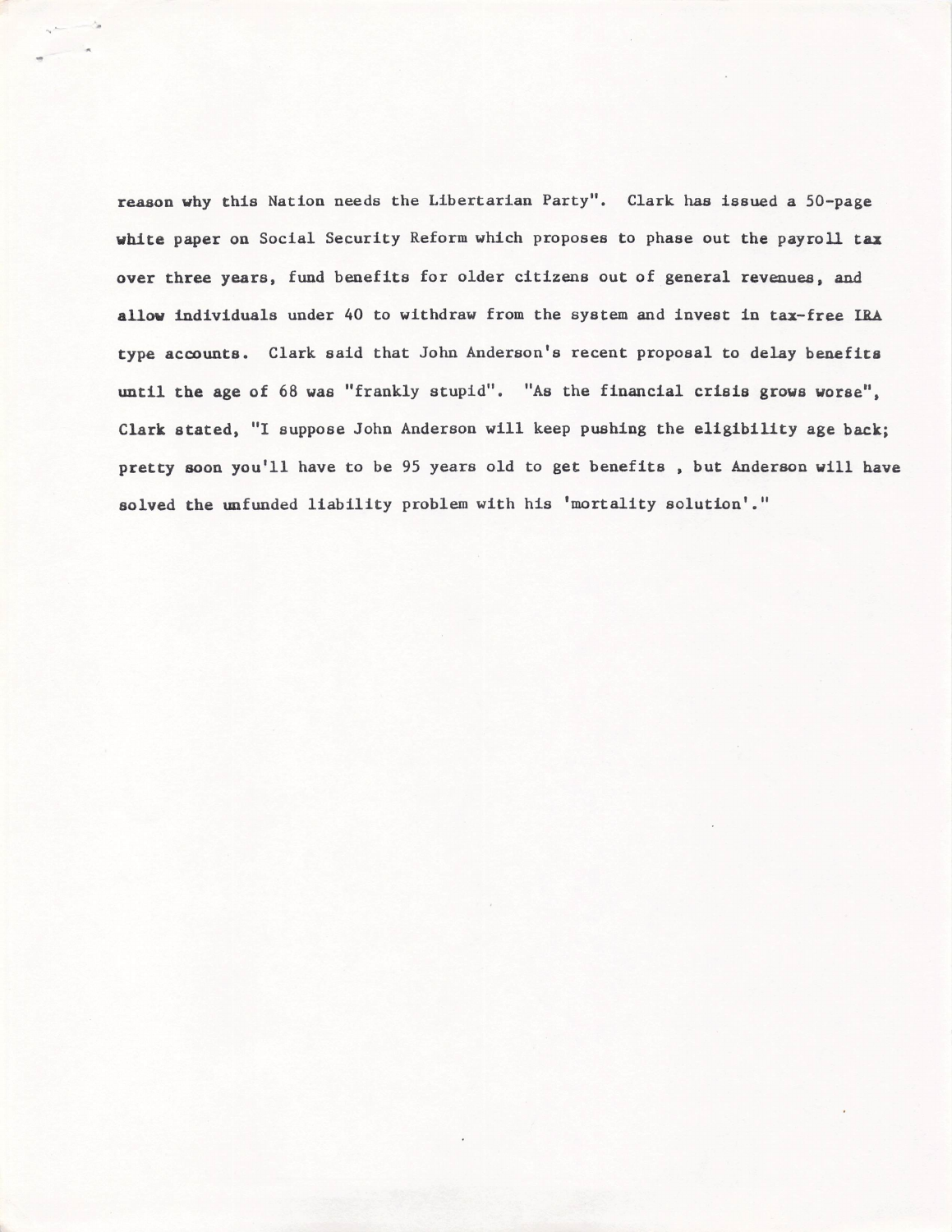reason why this Nation needs the Libertarian Party". Clark has issued a 50-page white paper on Social Security Reform which proposes to phase out the payroll tax over three years, fund benefits for older citizens out of general revenues, and allow individuals under 40 to withdraw from the system and invest in tax-free IRA type accounts. Clark said that John Anderson's recent proposal to delay benefits until the age of 68 was "frankly stupid". "As the financial crisis grows worse", Clark stated, "I suppose John Anderson will keep pushing the eligibility age back; pretty soon you'll have to be 95 years old to get benefits , but Anderson will have solved the unfunded liability problem with his 'mortality solution'."